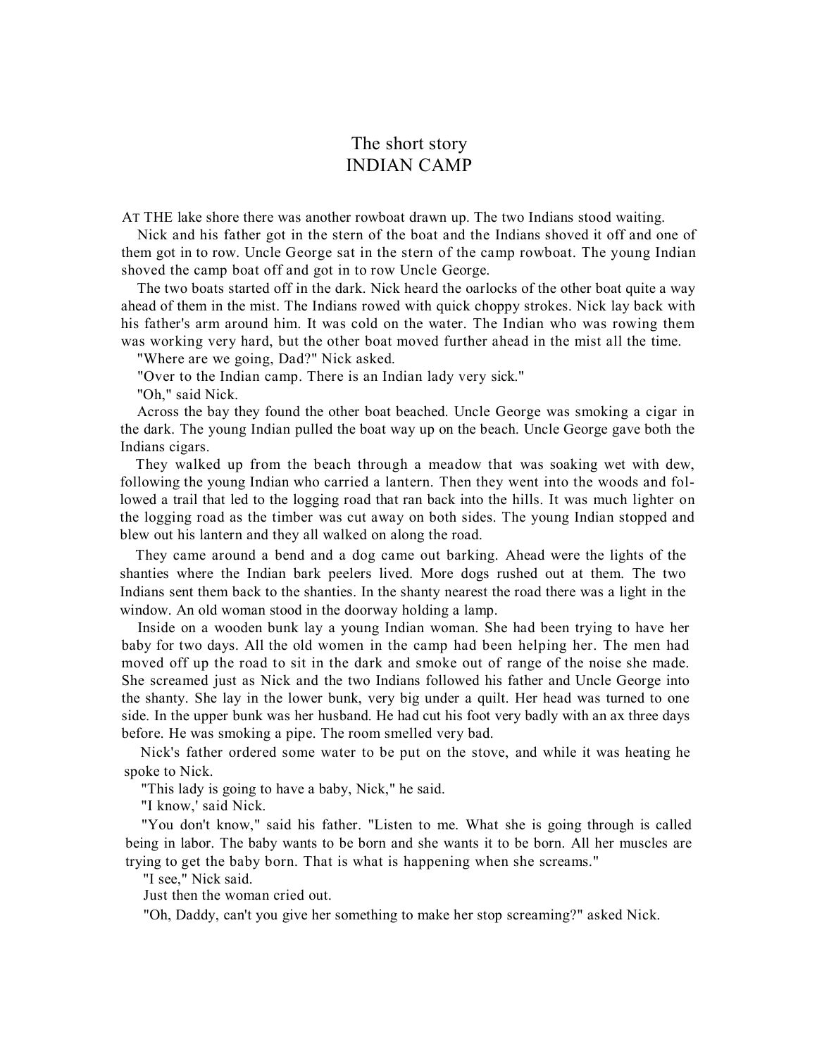# The short story
# INDIAN CAMP

AT THE lake shore there was another rowboat drawn up. The two Indians stood waiting.

Nick and his father got in the stern of the boat and the Indians shoved it off and one of them got in to row. Uncle George sat in the stern of the camp rowboat. The young Indian shoved the camp boat off and got in to row Uncle George.

The two boats started off in the dark. Nick heard the oarlocks of the other boat quite a way ahead of them in the mist. The Indians rowed with quick choppy strokes. Nick lay back with his father's arm around him. It was cold on the water. The Indian who was rowing them was working very hard, but the other boat moved further ahead in the mist all the time.

"Where are we going, Dad?" Nick asked.

"Over to the Indian camp. There is an Indian lady very sick."

"Oh," said Nick.

Across the bay they found the other boat beached. Uncle George was smoking a cigar in the dark. The young Indian pulled the boat way up on the beach. Uncle George gave both the Indians cigars.

They walked up from the beach through a meadow that was soaking wet with dew, following the young Indian who carried a lantern. Then they went into the woods and followed a trail that led to the logging road that ran back into the hills. It was much lighter on the logging road as the timber was cut away on both sides. The young Indian stopped and blew out his lantern and they all walked on along the road.

They came around a bend and a dog came out barking. Ahead were the lights of the shanties where the Indian bark peelers lived. More dogs rushed out at them. The two Indians sent them back to the shanties. In the shanty nearest the road there was a light in the window. An old woman stood in the doorway holding a lamp.

Inside on a wooden bunk lay a young Indian woman. She had been trying to have her baby for two days. All the old women in the camp had been helping her. The men had moved off up the road to sit in the dark and smoke out of range of the noise she made. She screamed just as Nick and the two Indians followed his father and Uncle George into the shanty. She lay in the lower bunk, very big under a quilt. Her head was turned to one side. In the upper bunk was her husband. He had cut his foot very badly with an ax three days before. He was smoking a pipe. The room smelled very bad.

Nick's father ordered some water to be put on the stove, and while it was heating he spoke to Nick.

"This lady is going to have a baby, Nick," he said.

"I know,' said Nick.

"You don't know," said his father. "Listen to me. What she is going through is called being in labor. The baby wants to be born and she wants it to be born. All her muscles are trying to get the baby born. That is what is happening when she screams."

"I see," Nick said.

Just then the woman cried out.

"Oh, Daddy, can't you give her something to make her stop screaming?" asked Nick.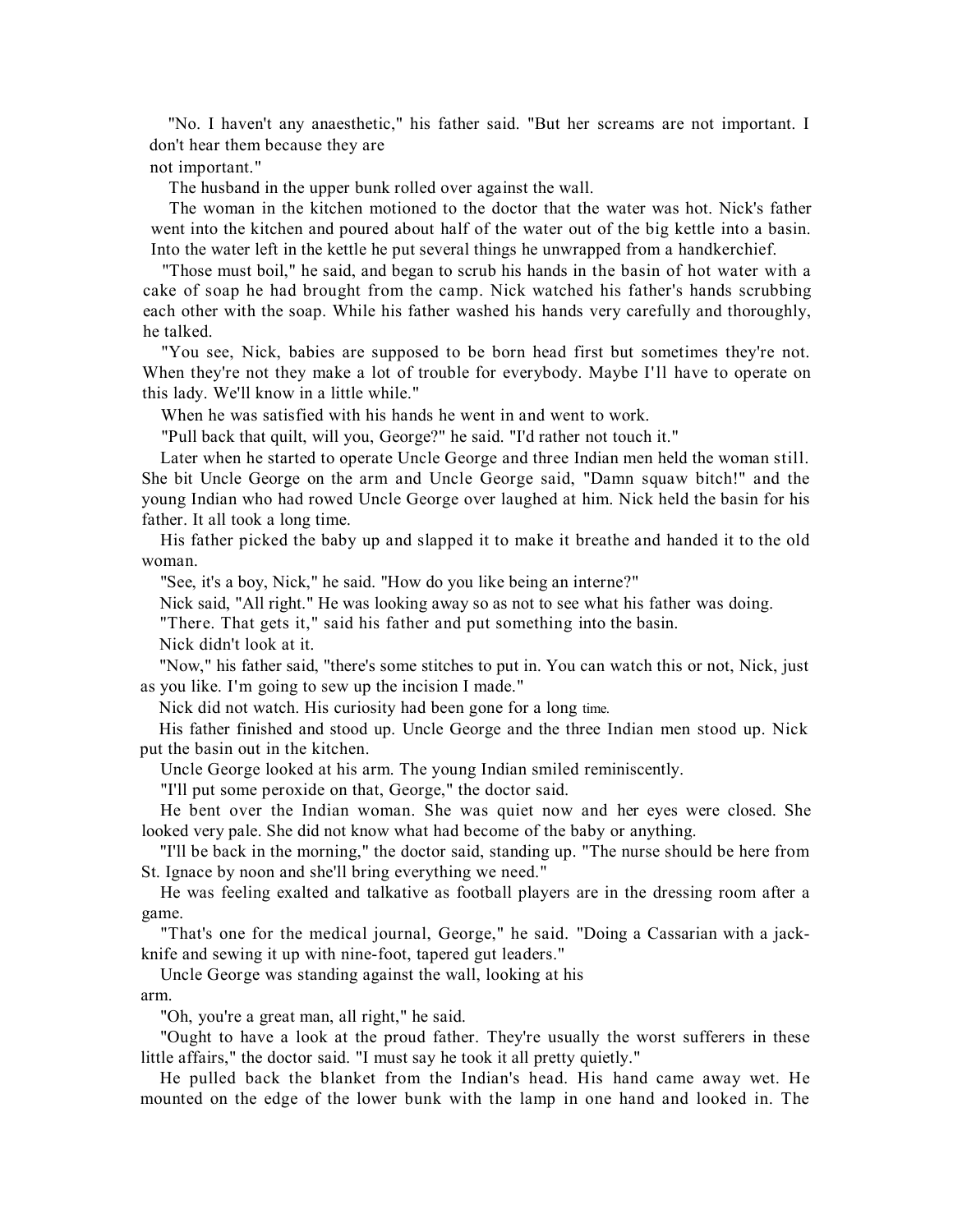"No. I haven't any anaesthetic," his father said. "But her screams are not important. I don't hear them because they are not important."

The husband in the upper bunk rolled over against the wall.

The woman in the kitchen motioned to the doctor that the water was hot. Nick's father went into the kitchen and poured about half of the water out of the big kettle into a basin. Into the water left in the kettle he put several things he unwrapped from a handkerchief.

"Those must boil," he said, and began to scrub his hands in the basin of hot water with a cake of soap he had brought from the camp. Nick watched his father's hands scrubbing each other with the soap. While his father washed his hands very carefully and thoroughly, he talked.

"You see, Nick, babies are supposed to be born head first but sometimes they're not. When they're not they make a lot of trouble for everybody. Maybe I'll have to operate on this lady. We'll know in a little while."

When he was satisfied with his hands he went in and went to work.

"Pull back that quilt, will you, George?" he said. "I'd rather not touch it."

Later when he started to operate Uncle George and three Indian men held the woman still. She bit Uncle George on the arm and Uncle George said, "Damn squaw bitch!" and the young Indian who had rowed Uncle George over laughed at him. Nick held the basin for his father. It all took a long time.

His father picked the baby up and slapped it to make it breathe and handed it to the old woman.

"See, it's a boy, Nick," he said. "How do you like being an interne?"

Nick said, "All right." He was looking away so as not to see what his father was doing.

"There. That gets it," said his father and put something into the basin.

Nick didn't look at it.

"Now," his father said, "there's some stitches to put in. You can watch this or not, Nick, just as you like. I'm going to sew up the incision I made."

Nick did not watch. His curiosity had been gone for a long time.

His father finished and stood up. Uncle George and the three Indian men stood up. Nick put the basin out in the kitchen.

Uncle George looked at his arm. The young Indian smiled reminiscently.

"I'll put some peroxide on that, George," the doctor said.

He bent over the Indian woman. She was quiet now and her eyes were closed. She looked very pale. She did not know what had become of the baby or anything.

"I'll be back in the morning," the doctor said, standing up. "The nurse should be here from St. Ignace by noon and she'll bring everything we need."

He was feeling exalted and talkative as football players are in the dressing room after a game.

"That's one for the medical journal, George," he said. "Doing a Cassarian with a jack-knife and sewing it up with nine-foot, tapered gut leaders."

Uncle George was standing against the wall, looking at his arm.

"Oh, you're a great man, all right," he said.

"Ought to have a look at the proud father. They're usually the worst sufferers in these little affairs," the doctor said. "I must say he took it all pretty quietly."

He pulled back the blanket from the Indian's head. His hand came away wet. He mounted on the edge of the lower bunk with the lamp in one hand and looked in. The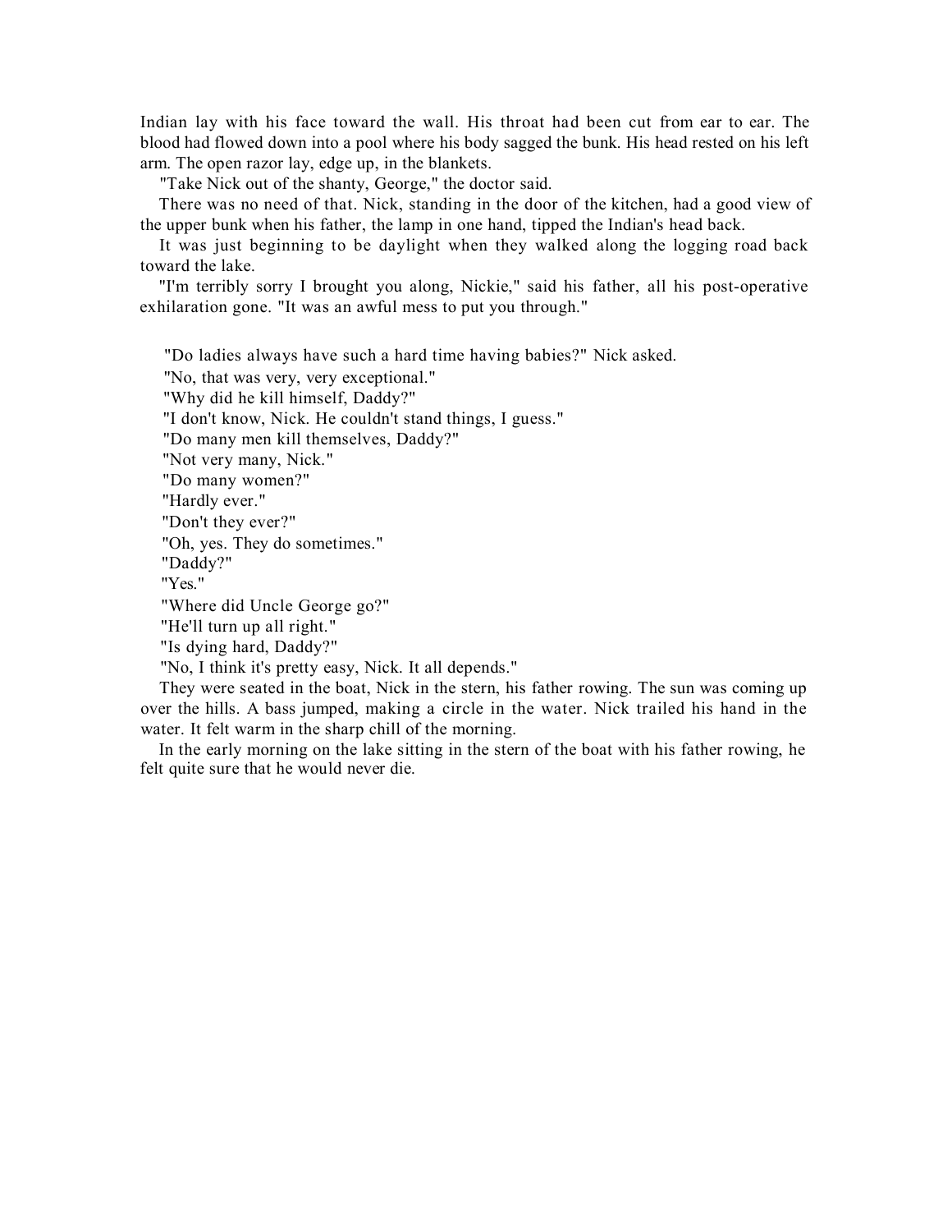Indian lay with his face toward the wall. His throat had been cut from ear to ear. The blood had flowed down into a pool where his body sagged the bunk. His head rested on his left arm. The open razor lay, edge up, in the blankets.

"Take Nick out of the shanty, George," the doctor said.

There was no need of that. Nick, standing in the door of the kitchen, had a good view of the upper bunk when his father, the lamp in one hand, tipped the Indian's head back.

It was just beginning to be daylight when they walked along the logging road back toward the lake.

"I'm terribly sorry I brought you along, Nickie," said his father, all his post-operative exhilaration gone. "It was an awful mess to put you through."

"Do ladies always have such a hard time having babies?" Nick asked.

"No, that was very, very exceptional."

"Why did he kill himself, Daddy?"

"I don't know, Nick. He couldn't stand things, I guess."

"Do many men kill themselves, Daddy?"

"Not very many, Nick."

"Do many women?"

"Hardly ever."

"Don't they ever?"

"Oh, yes. They do sometimes."

"Daddy?"

"Yes."

"Where did Uncle George go?"

"He'll turn up all right."

"Is dying hard, Daddy?"

"No, I think it's pretty easy, Nick. It all depends."

They were seated in the boat, Nick in the stern, his father rowing. The sun was coming up over the hills. A bass jumped, making a circle in the water. Nick trailed his hand in the water. It felt warm in the sharp chill of the morning.

In the early morning on the lake sitting in the stern of the boat with his father rowing, he felt quite sure that he would never die.